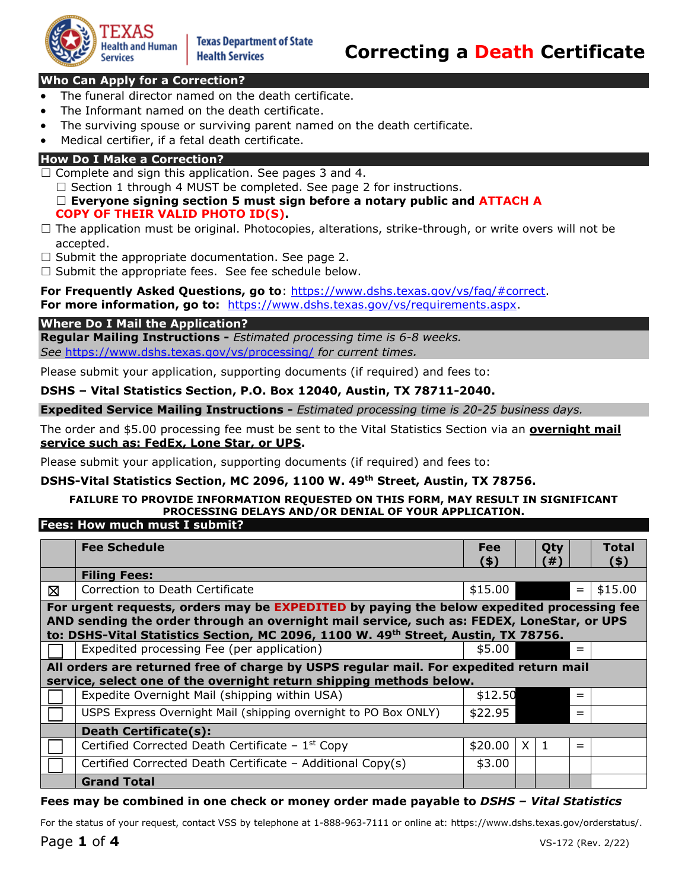Texas Health and Human Services | Texas Department of State Health Services

# Correcting a Death Certificate

## Who Can Apply for a Correction?

- The funeral director named on the death certificate.
- The Informant named on the death certificate.
- The surviving spouse or surviving parent named on the death certificate.
- Medical certifier, if a fetal death certificate.

## How Do I Make a Correction?

☐ Complete and sign this application. See pages 3 and 4.
  ☐ Section 1 through 4 MUST be completed. See page 2 for instructions.
  ☐ **Everyone signing section 5 must sign before a notary public and ATTACH A COPY OF THEIR VALID PHOTO ID(S).**
☐ The application must be original. Photocopies, alterations, strike-through, or write overs will not be accepted.
☐ Submit the appropriate documentation. See page 2.
☐ Submit the appropriate fees. See fee schedule below.

**For Frequently Asked Questions, go to**: https://www.dshs.texas.gov/vs/faq/#correct.
**For more information, go to:** https://www.dshs.texas.gov/vs/requirements.aspx.

## Where Do I Mail the Application?

**Regular Mailing Instructions -** *Estimated processing time is 6-8 weeks. See* https://www.dshs.texas.gov/vs/processing/ *for current times.*

Please submit your application, supporting documents (if required) and fees to:

**DSHS – Vital Statistics Section, P.O. Box 12040, Austin, TX 78711-2040.**

**Expedited Service Mailing Instructions -** *Estimated processing time is 20-25 business days.*

The order and $5.00 processing fee must be sent to the Vital Statistics Section via an **overnight mail service such as: FedEx, Lone Star, or UPS**.

Please submit your application, supporting documents (if required) and fees to:

**DSHS-Vital Statistics Section, MC 2096, 1100 W. 49th Street, Austin, TX 78756.**

**FAILURE TO PROVIDE INFORMATION REQUESTED ON THIS FORM, MAY RESULT IN SIGNIFICANT PROCESSING DELAYS AND/OR DENIAL OF YOUR APPLICATION.**

## Fees: How much must I submit?

| | Fee Schedule | Fee ($) | | Qty (#) | | Total ($) |
|---|---|---|---|---|---|---|
| | **Filing Fees:** | | | | | |
| ☒ | Correction to Death Certificate | $15.00 | | | = | $15.00 |
| **For urgent requests, orders may be EXPEDITED by paying the below expedited processing fee AND sending the order through an overnight mail service, such as: FEDEX, LoneStar, or UPS to: DSHS-Vital Statistics Section, MC 2096, 1100 W. 49th Street, Austin, TX 78756.** | | | | | | |
| ☐ | Expedited processing Fee (per application) | $5.00 | | | = | |
| **All orders are returned free of charge by USPS regular mail. For expedited return mail service, select one of the overnight return shipping methods below.** | | | | | | |
| ☐ | Expedite Overnight Mail (shipping within USA) | $12.50 | | | = | |
| ☐ | USPS Express Overnight Mail (shipping overnight to PO Box ONLY) | $22.95 | | | = | |
| | **Death Certificate(s):** | | | | | |
| ☐ | Certified Corrected Death Certificate – 1st Copy | $20.00 | X | 1 | = | |
| ☐ | Certified Corrected Death Certificate – Additional Copy(s) | $3.00 | | | | |
| | **Grand Total** | | | | | |

**Fees may be combined in one check or money order made payable to *DSHS – Vital Statistics***

For the status of your request, contact VSS by telephone at 1-888-963-7111 or online at: https://www.dshs.texas.gov/orderstatus/.

VS-172 (Rev. 2/22)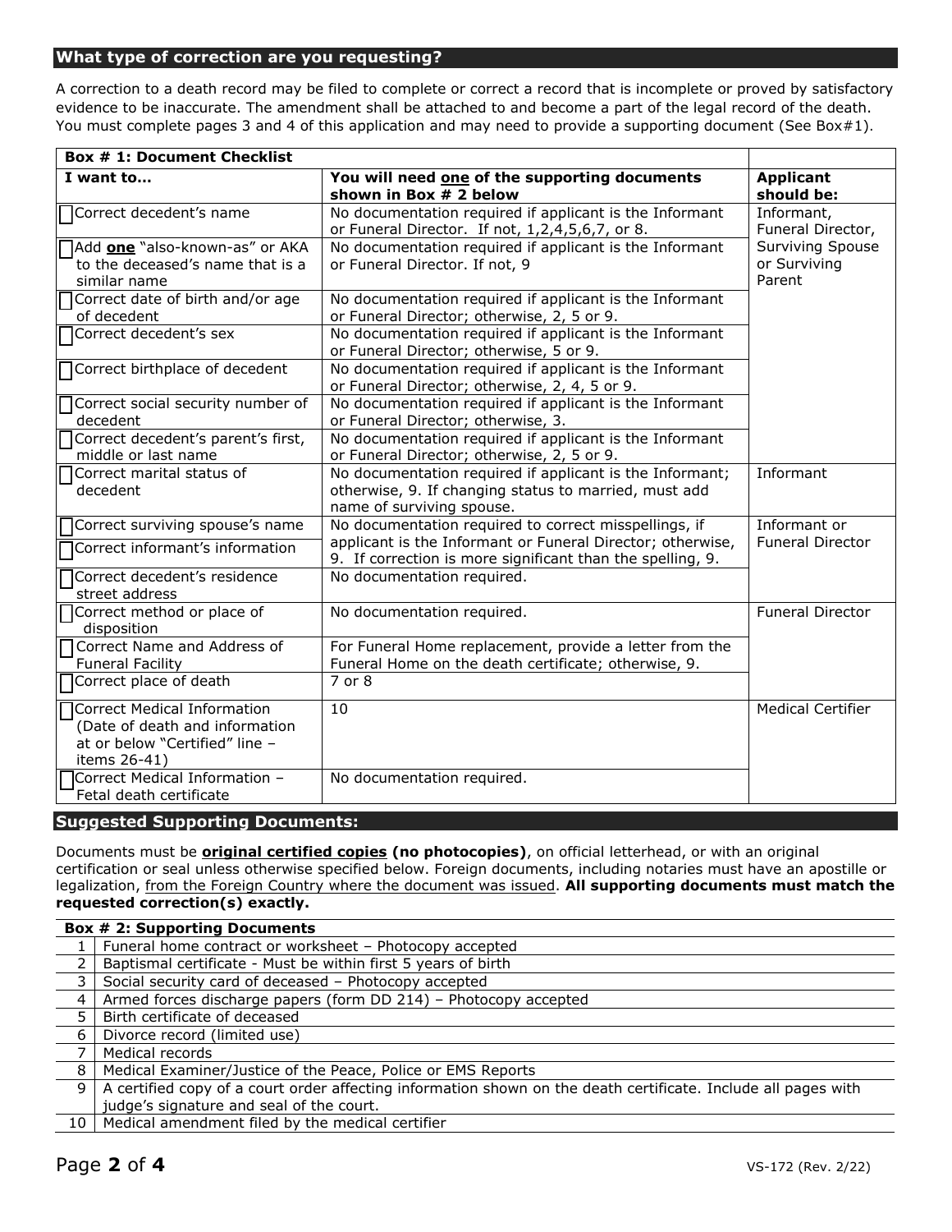## What type of correction are you requesting?

A correction to a death record may be filed to complete or correct a record that is incomplete or proved by satisfactory evidence to be inaccurate. The amendment shall be attached to and become a part of the legal record of the death. You must complete pages 3 and 4 of this application and may need to provide a supporting document (See Box#1).

**Box # 1: Document Checklist**

| I want to… | You will need one of the supporting documents shown in Box # 2 below | Applicant should be: |
|---|---|---|
| ☐ Correct decedent's name | No documentation required if applicant is the Informant or Funeral Director. If not, 1,2,4,5,6,7, or 8. | Informant, Funeral Director, Surviving Spouse or Surviving Parent |
| ☐ Add **one** "also-known-as" or AKA to the deceased's name that is a similar name | No documentation required if applicant is the Informant or Funeral Director. If not, 9 | |
| ☐ Correct date of birth and/or age of decedent | No documentation required if applicant is the Informant or Funeral Director; otherwise, 2, 5 or 9. | |
| ☐ Correct decedent's sex | No documentation required if applicant is the Informant or Funeral Director; otherwise, 5 or 9. | |
| ☐ Correct birthplace of decedent | No documentation required if applicant is the Informant or Funeral Director; otherwise, 2, 4, 5 or 9. | |
| ☐ Correct social security number of decedent | No documentation required if applicant is the Informant or Funeral Director; otherwise, 3. | |
| ☐ Correct decedent's parent's first, middle or last name | No documentation required if applicant is the Informant or Funeral Director; otherwise, 2, 5 or 9. | |
| ☐ Correct marital status of decedent | No documentation required if applicant is the Informant; otherwise, 9. If changing status to married, must add name of surviving spouse. | Informant |
| ☐ Correct surviving spouse's name | No documentation required to correct misspellings, if applicant is the Informant or Funeral Director; otherwise, 9. If correction is more significant than the spelling, 9. | Informant or Funeral Director |
| ☐ Correct informant's information | | |
| ☐ Correct decedent's residence street address | No documentation required. | |
| ☐ Correct method or place of disposition | No documentation required. | Funeral Director |
| ☐ Correct Name and Address of Funeral Facility | For Funeral Home replacement, provide a letter from the Funeral Home on the death certificate; otherwise, 9. | |
| ☐ Correct place of death | 7 or 8 | |
| ☐ Correct Medical Information (Date of death and information at or below "Certified" line – items 26-41) | 10 | Medical Certifier |
| ☐ Correct Medical Information – Fetal death certificate | No documentation required. | |

## Suggested Supporting Documents:

Documents must be **original certified copies (no photocopies)**, on official letterhead, or with an original certification or seal unless otherwise specified below. Foreign documents, including notaries must have an apostille or legalization, from the Foreign Country where the document was issued. **All supporting documents must match the requested correction(s) exactly.**

**Box # 2: Supporting Documents**

| | |
|---|---|
| 1 | Funeral home contract or worksheet – Photocopy accepted |
| 2 | Baptismal certificate - Must be within first 5 years of birth |
| 3 | Social security card of deceased – Photocopy accepted |
| 4 | Armed forces discharge papers (form DD 214) – Photocopy accepted |
| 5 | Birth certificate of deceased |
| 6 | Divorce record (limited use) |
| 7 | Medical records |
| 8 | Medical Examiner/Justice of the Peace, Police or EMS Reports |
| 9 | A certified copy of a court order affecting information shown on the death certificate. Include all pages with judge's signature and seal of the court. |
| 10 | Medical amendment filed by the medical certifier |

VS-172 (Rev. 2/22)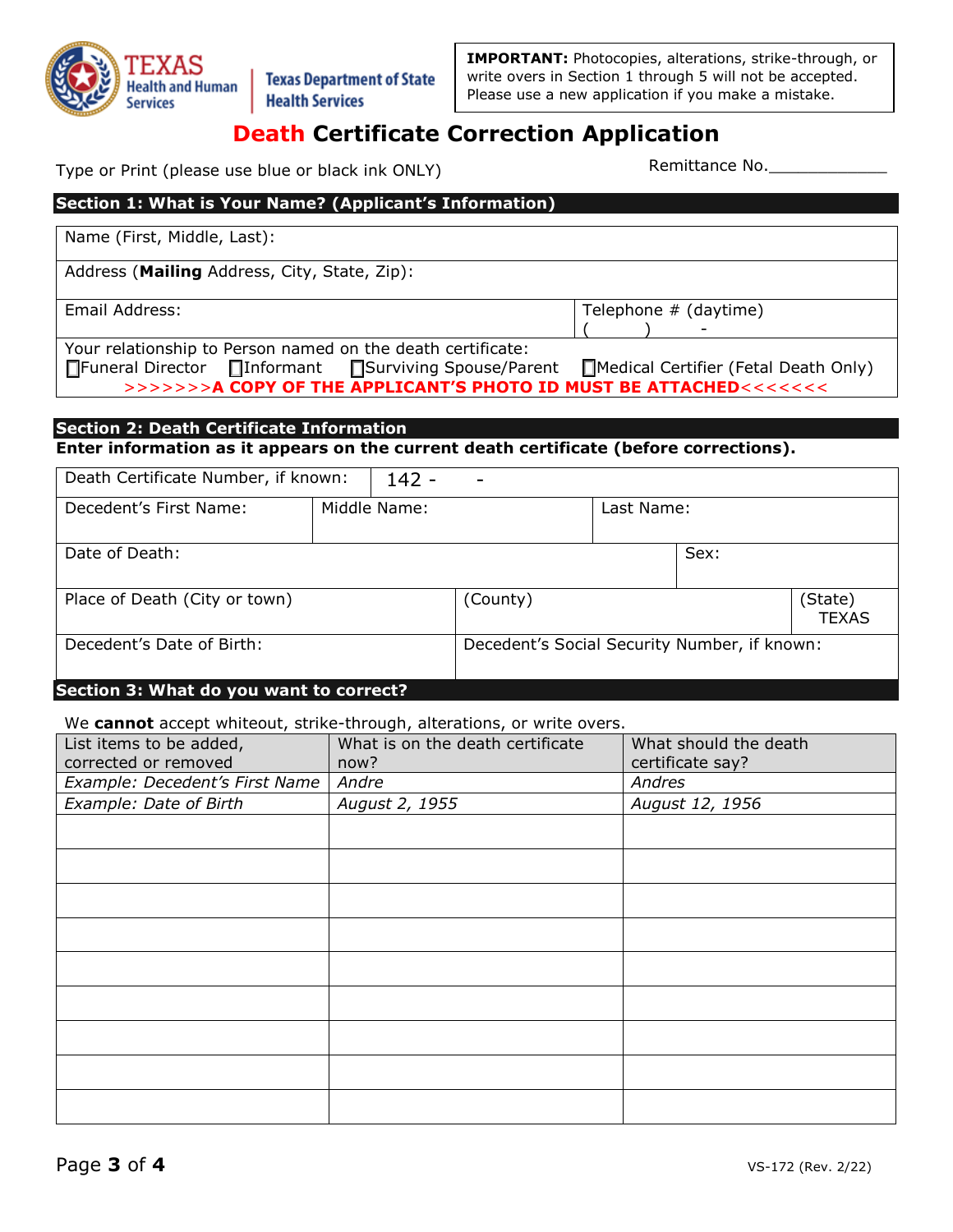Texas Health and Human Services | Texas Department of State Health Services

**IMPORTANT:** Photocopies, alterations, strike-through, or write overs in Section 1 through 5 will not be accepted. Please use a new application if you make a mistake.

# Death Certificate Correction Application

Type or Print (please use blue or black ink ONLY)

Remittance No.____________

## Section 1: What is Your Name? (Applicant's Information)

| Name (First, Middle, Last): | |
|---|---|
| Address (**Mailing** Address, City, State, Zip): | |
| Email Address: | Telephone # (daytime) ( ) - |

Your relationship to Person named on the death certificate:
☐Funeral Director ☐Informant ☐Surviving Spouse/Parent ☐Medical Certifier (Fetal Death Only)

**>>>>>>>A COPY OF THE APPLICANT'S PHOTO ID MUST BE ATTACHED<<<<<<<**

## Section 2: Death Certificate Information

**Enter information as it appears on the current death certificate (before corrections).**

| Death Certificate Number, if known: | 142 - - | | |
|---|---|---|---|
| Decedent's First Name: | Middle Name: | Last Name: | |
| Date of Death: | | Sex: | |
| Place of Death (City or town) | (County) | (State) TEXAS | |
| Decedent's Date of Birth: | Decedent's Social Security Number, if known: | | |

## Section 3: What do you want to correct?

We **cannot** accept whiteout, strike-through, alterations, or write overs.

| List items to be added, corrected or removed | What is on the death certificate now? | What should the death certificate say? |
|---|---|---|
| *Example: Decedent's First Name* | *Andre* | *Andres* |
| *Example: Date of Birth* | *August 2, 1955* | *August 12, 1956* |
| | | |
| | | |
| | | |
| | | |
| | | |
| | | |
| | | |
| | | |
| | | |

VS-172 (Rev. 2/22)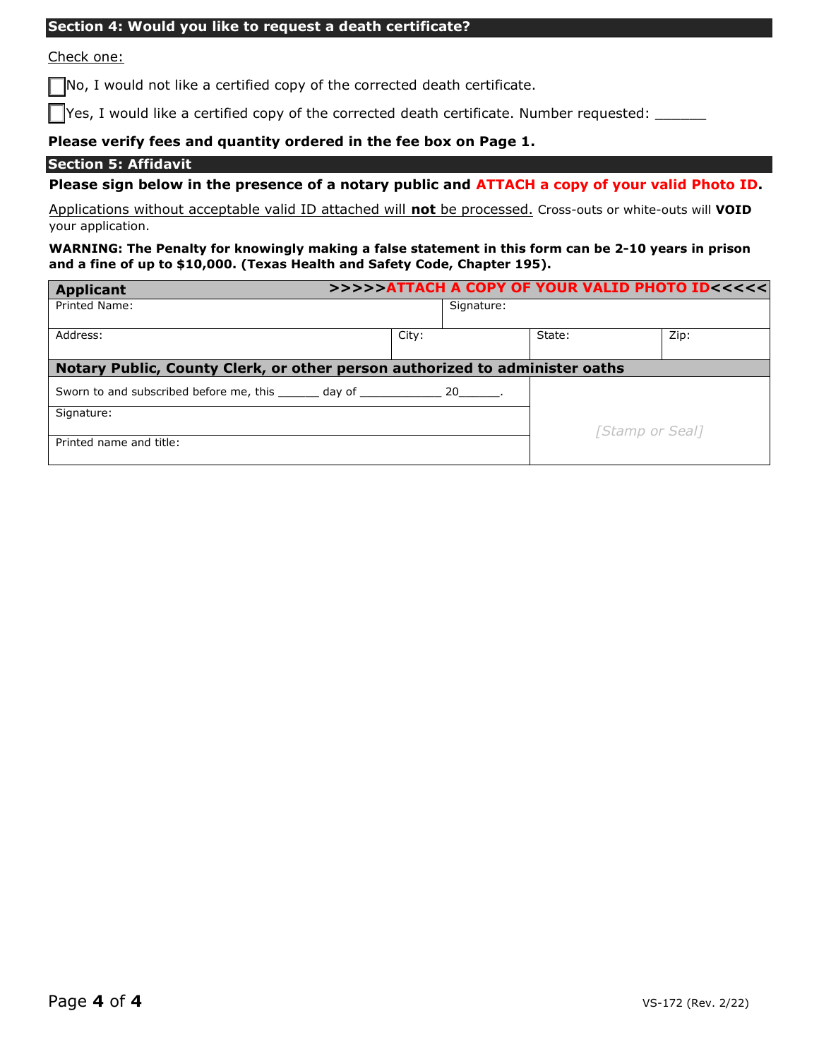## Section 4: Would you like to request a death certificate?

Check one:

☐ No, I would not like a certified copy of the corrected death certificate.

☐ Yes, I would like a certified copy of the corrected death certificate. Number requested: ______

**Please verify fees and quantity ordered in the fee box on Page 1.**

## Section 5: Affidavit

**Please sign below in the presence of a notary public and ATTACH a copy of your valid Photo ID.**

Applications without acceptable valid ID attached will **not** be processed. Cross-outs or white-outs will **VOID** your application.

**WARNING: The Penalty for knowingly making a false statement in this form can be 2-10 years in prison and a fine of up to $10,000. (Texas Health and Safety Code, Chapter 195).**

| **Applicant** | | >>>>>**ATTACH A COPY OF YOUR VALID PHOTO ID**<<<<< | |
|---|---|---|---|
| Printed Name: | | Signature: | |
| Address: | City: | State: | Zip: |

| **Notary Public, County Clerk, or other person authorized to administer oaths** | |
|---|---|
| Sworn to and subscribed before me, this ______ day of ____________ 20______. | [Stamp or Seal] |
| Signature: | |
| Printed name and title: | |